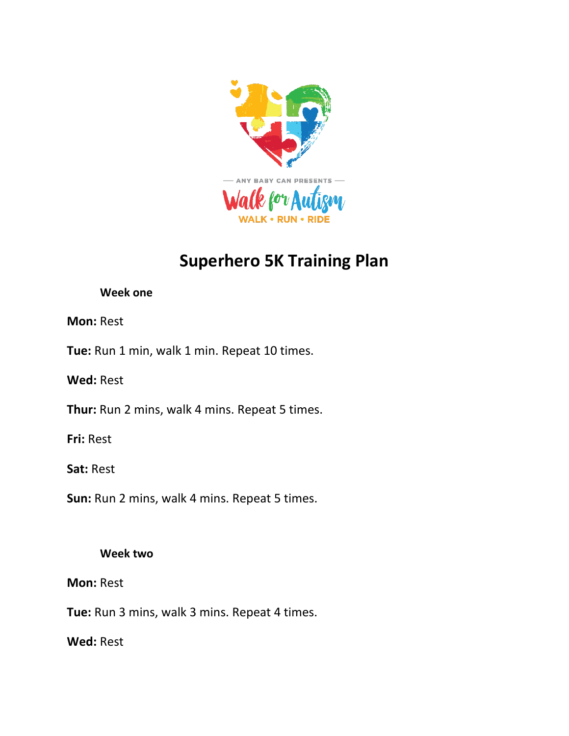ANY BABY CAN PRESENTS

Walk for Autism

WALK • RUN • RIDE

# Superhero 5K Training Plan

### Week one

**Mon:** Rest

**Tue:** Run 1 min, walk 1 min. Repeat 10 times.

**Wed:** Rest

**Thur:** Run 2 mins, walk 4 mins. Repeat 5 times.

**Fri:** Rest

**Sat:** Rest

**Sun:** Run 2 mins, walk 4 mins. Repeat 5 times.

### Week two

**Mon:** Rest

**Tue:** Run 3 mins, walk 3 mins. Repeat 4 times.

**Wed:** Rest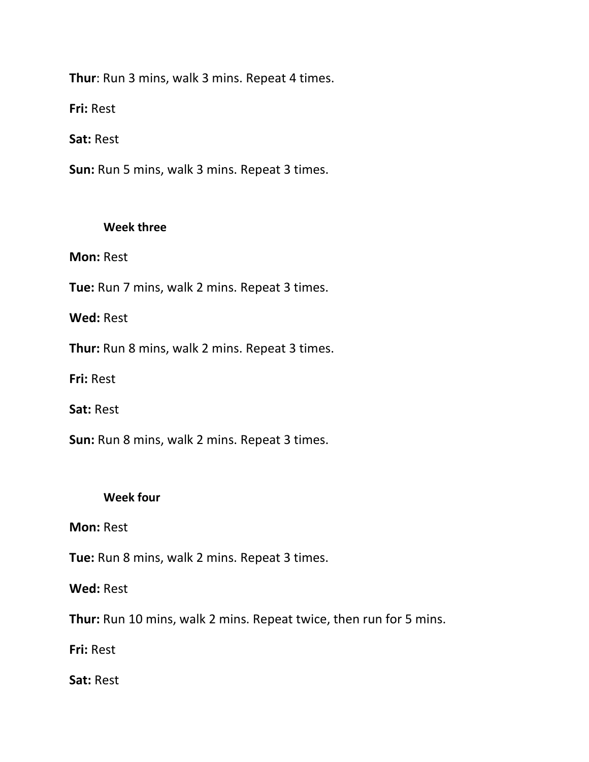**Thur**: Run 3 mins, walk 3 mins. Repeat 4 times.

**Fri:** Rest

**Sat:** Rest

**Sun:** Run 5 mins, walk 3 mins. Repeat 3 times.

### Week three

**Mon:** Rest

**Tue:** Run 7 mins, walk 2 mins. Repeat 3 times.

**Wed:** Rest

**Thur:** Run 8 mins, walk 2 mins. Repeat 3 times.

**Fri:** Rest

**Sat:** Rest

**Sun:** Run 8 mins, walk 2 mins. Repeat 3 times.

### Week four

**Mon:** Rest

**Tue:** Run 8 mins, walk 2 mins. Repeat 3 times.

**Wed:** Rest

**Thur:** Run 10 mins, walk 2 mins. Repeat twice, then run for 5 mins.

**Fri:** Rest

**Sat:** Rest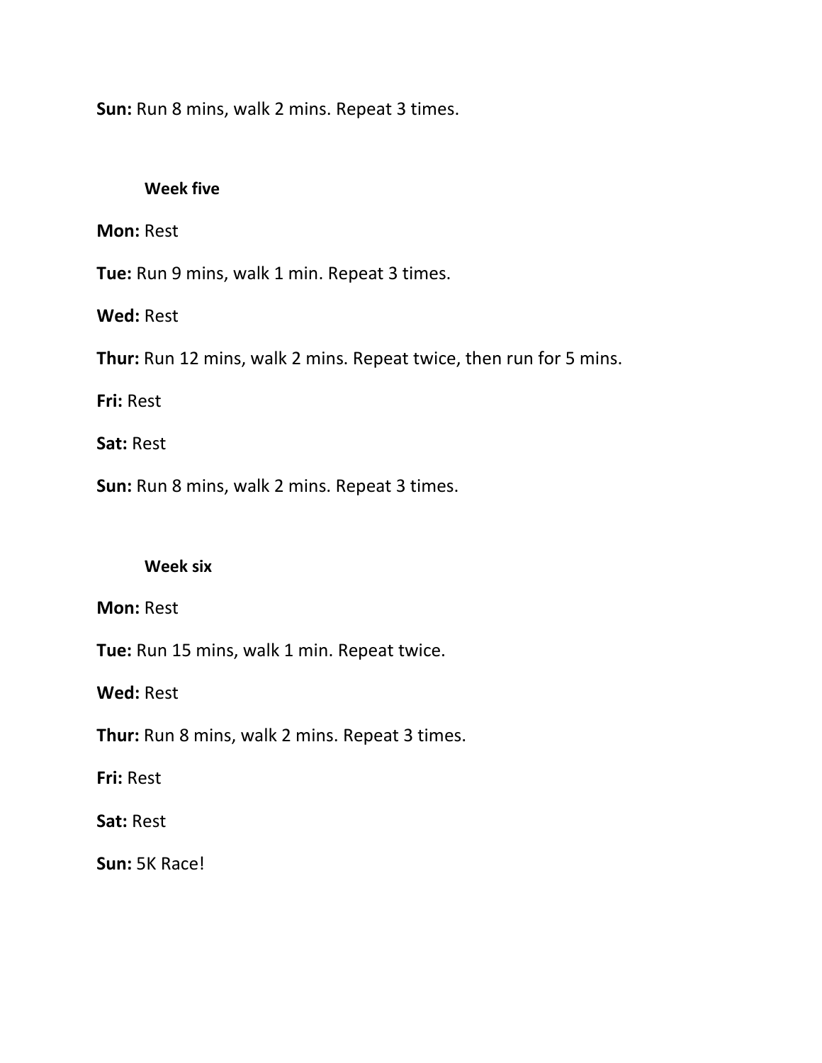**Sun:** Run 8 mins, walk 2 mins. Repeat 3 times.

### Week five

**Mon:** Rest

**Tue:** Run 9 mins, walk 1 min. Repeat 3 times.

**Wed:** Rest

**Thur:** Run 12 mins, walk 2 mins. Repeat twice, then run for 5 mins.

**Fri:** Rest

**Sat:** Rest

**Sun:** Run 8 mins, walk 2 mins. Repeat 3 times.

### Week six

**Mon:** Rest

**Tue:** Run 15 mins, walk 1 min. Repeat twice.

**Wed:** Rest

**Thur:** Run 8 mins, walk 2 mins. Repeat 3 times.

**Fri:** Rest

**Sat:** Rest

**Sun:** 5K Race!